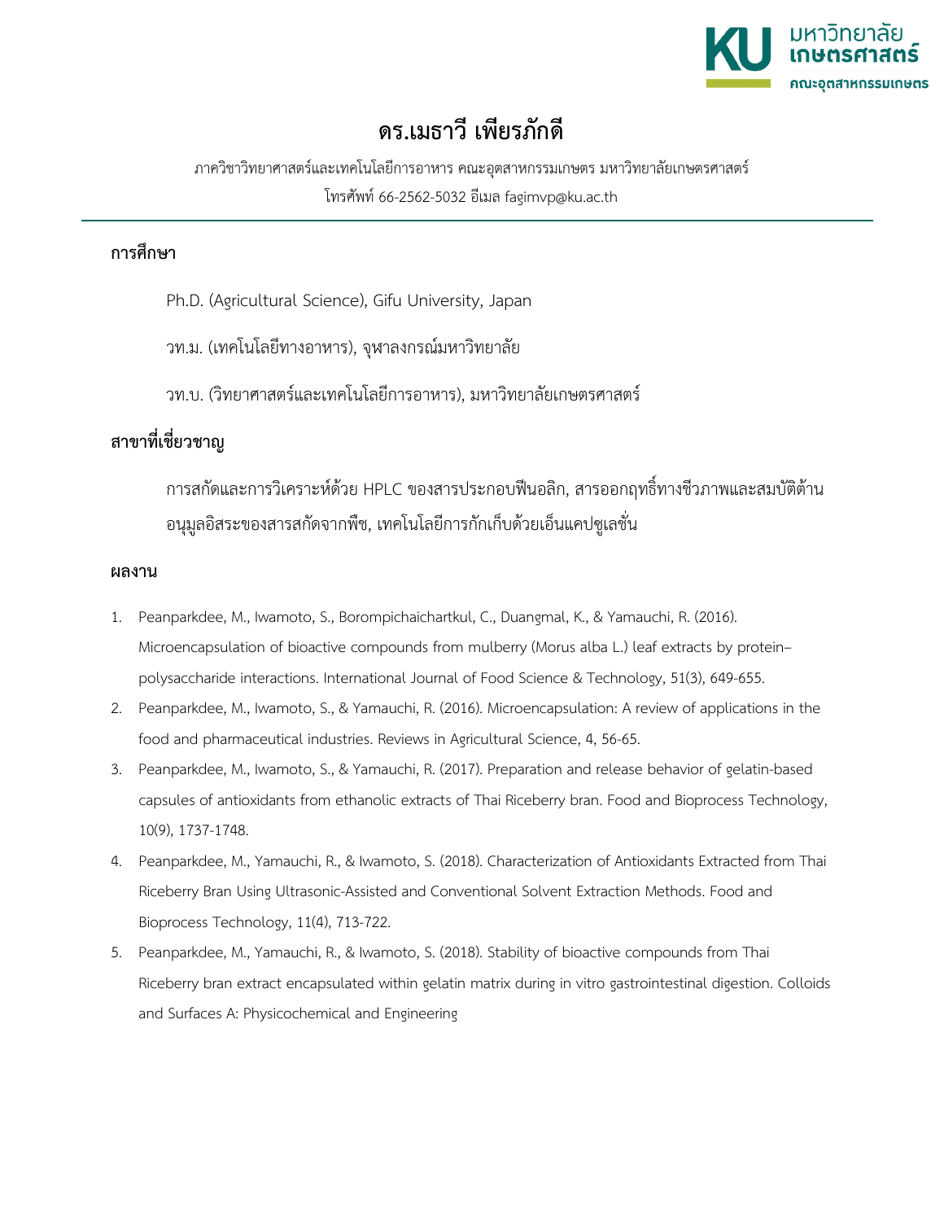# ดร.เมธาวี เพียรภักดี

ภาควิชาวิทยาศาสตร์และเทคโนโลยีการอาหาร คณะอุตสาหกรรมเกษตร มหาวิทยาลัยเกษตรศาสตร์

โทรศัพท์ 66-2562-5032 อีเมล fagimvp@ku.ac.th

## การศึกษา

Ph.D. (Agricultural Science), Gifu University, Japan

วท.ม. (เทคโนโลยีทางอาหาร), จุฬาลงกรณ์มหาวิทยาลัย

วท.บ. (วิทยาศาสตร์และเทคโนโลยีการอาหาร), มหาวิทยาลัยเกษตรศาสตร์

## สาขาที่เชี่ยวชาญ

การสกัดและการวิเคราะห์ด้วย HPLC ของสารประกอบฟีนอลิก, สารออกฤทธิ์ทางชีวภาพและสมบัติต้านอนุมูลอิสระของสารสกัดจากพืช, เทคโนโลยีการกักเก็บด้วยเอ็นแคปซูเลชั่น

## ผลงาน

1. Peanparkdee, M., Iwamoto, S., Borompichaichartkul, C., Duangmal, K., & Yamauchi, R. (2016). Microencapsulation of bioactive compounds from mulberry (Morus alba L.) leaf extracts by protein–polysaccharide interactions. International Journal of Food Science & Technology, 51(3), 649-655.
2. Peanparkdee, M., Iwamoto, S., & Yamauchi, R. (2016). Microencapsulation: A review of applications in the food and pharmaceutical industries. Reviews in Agricultural Science, 4, 56-65.
3. Peanparkdee, M., Iwamoto, S., & Yamauchi, R. (2017). Preparation and release behavior of gelatin-based capsules of antioxidants from ethanolic extracts of Thai Riceberry bran. Food and Bioprocess Technology, 10(9), 1737-1748.
4. Peanparkdee, M., Yamauchi, R., & Iwamoto, S. (2018). Characterization of Antioxidants Extracted from Thai Riceberry Bran Using Ultrasonic-Assisted and Conventional Solvent Extraction Methods. Food and Bioprocess Technology, 11(4), 713-722.
5. Peanparkdee, M., Yamauchi, R., & Iwamoto, S. (2018). Stability of bioactive compounds from Thai Riceberry bran extract encapsulated within gelatin matrix during in vitro gastrointestinal digestion. Colloids and Surfaces A: Physicochemical and Engineering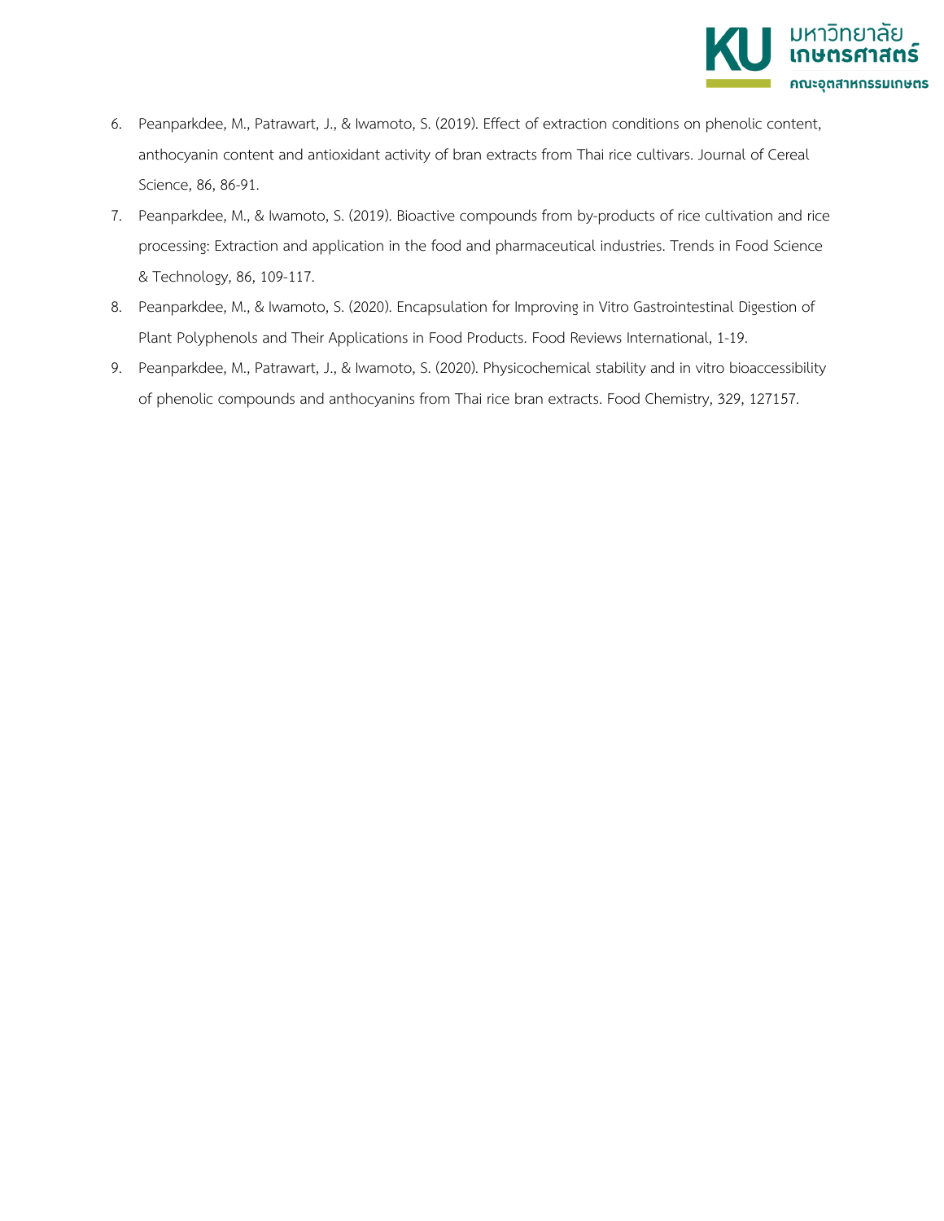6. Peanparkdee, M., Patrawart, J., & Iwamoto, S. (2019). Effect of extraction conditions on phenolic content, anthocyanin content and antioxidant activity of bran extracts from Thai rice cultivars. Journal of Cereal Science, 86, 86-91.
7. Peanparkdee, M., & Iwamoto, S. (2019). Bioactive compounds from by-products of rice cultivation and rice processing: Extraction and application in the food and pharmaceutical industries. Trends in Food Science & Technology, 86, 109-117.
8. Peanparkdee, M., & Iwamoto, S. (2020). Encapsulation for Improving in Vitro Gastrointestinal Digestion of Plant Polyphenols and Their Applications in Food Products. Food Reviews International, 1-19.
9. Peanparkdee, M., Patrawart, J., & Iwamoto, S. (2020). Physicochemical stability and in vitro bioaccessibility of phenolic compounds and anthocyanins from Thai rice bran extracts. Food Chemistry, 329, 127157.